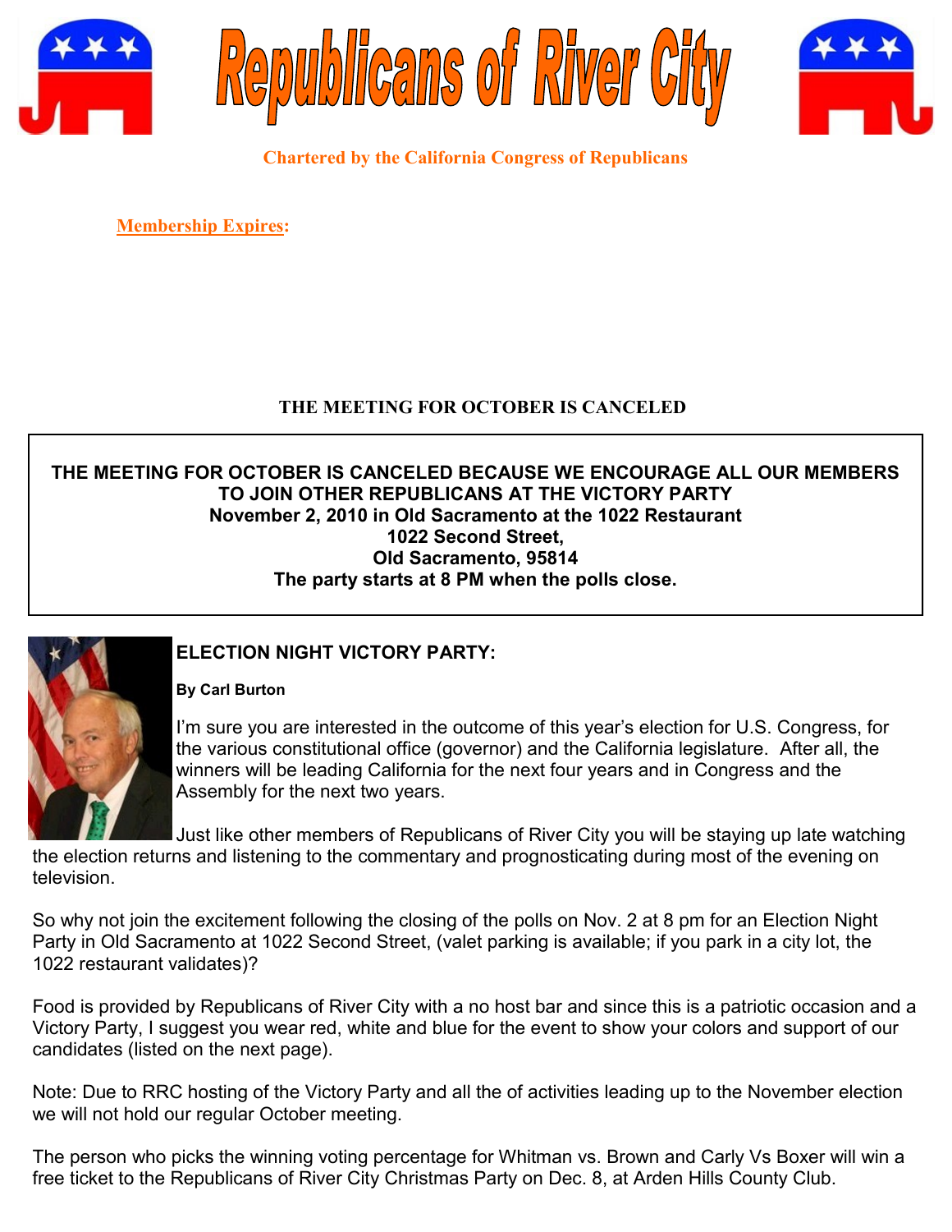# Republicans of River City

**Chartered by the California Congress of Republicans**

**Membership Expires:**

**THE MEETING FOR OCTOBER IS CANCELED**

**THE MEETING FOR OCTOBER IS CANCELED BECAUSE WE ENCOURAGE ALL OUR MEMBERS TO JOIN OTHER REPUBLICANS AT THE VICTORY PARTY**
**November 2, 2010 in Old Sacramento at the 1022 Restaurant**
**1022 Second Street,**
**Old Sacramento, 95814**
**The party starts at 8 PM when the polls close.**

## ELECTION NIGHT VICTORY PARTY:

**By Carl Burton**

I'm sure you are interested in the outcome of this year's election for U.S. Congress, for the various constitutional office (governor) and the California legislature. After all, the winners will be leading California for the next four years and in Congress and the Assembly for the next two years.

Just like other members of Republicans of River City you will be staying up late watching the election returns and listening to the commentary and prognosticating during most of the evening on television.

So why not join the excitement following the closing of the polls on Nov. 2 at 8 pm for an Election Night Party in Old Sacramento at 1022 Second Street, (valet parking is available; if you park in a city lot, the 1022 restaurant validates)?

Food is provided by Republicans of River City with a no host bar and since this is a patriotic occasion and a Victory Party, I suggest you wear red, white and blue for the event to show your colors and support of our candidates (listed on the next page).

Note: Due to RRC hosting of the Victory Party and all the of activities leading up to the November election we will not hold our regular October meeting.

The person who picks the winning voting percentage for Whitman vs. Brown and Carly Vs Boxer will win a free ticket to the Republicans of River City Christmas Party on Dec. 8, at Arden Hills County Club.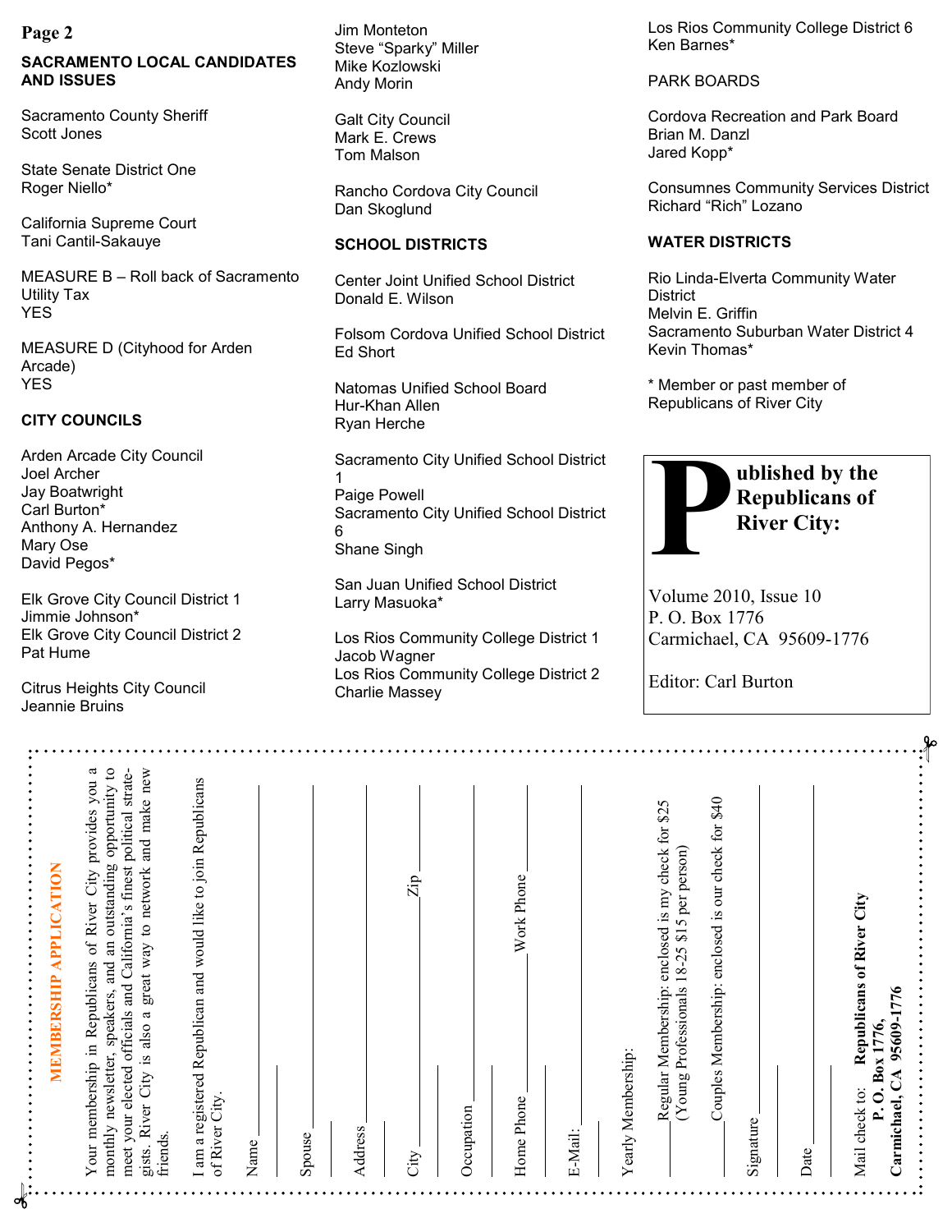## SACRAMENTO LOCAL CANDIDATES AND ISSUES

Sacramento County Sheriff
Scott Jones

State Senate District One
Roger Niello*

California Supreme Court
Tani Cantil-Sakauye

MEASURE B – Roll back of Sacramento Utility Tax
YES

MEASURE D (Cityhood for Arden Arcade)
YES

### CITY COUNCILS

Arden Arcade City Council
Joel Archer
Jay Boatwright
Carl Burton*
Anthony A. Hernandez
Mary Ose
David Pegos*
Jim Monteton
Steve "Sparky" Miller
Mike Kozlowski
Andy Morin

Elk Grove City Council District 1
Jimmie Johnson*
Elk Grove City Council District 2
Pat Hume

Citrus Heights City Council
Jeannie Bruins

Galt City Council
Mark E. Crews
Tom Malson

Rancho Cordova City Council
Dan Skoglund

### SCHOOL DISTRICTS

Center Joint Unified School District
Donald E. Wilson

Folsom Cordova Unified School District
Ed Short

Natomas Unified School Board
Hur-Khan Allen
Ryan Herche

Sacramento City Unified School District 1
Paige Powell
Sacramento City Unified School District 6
Shane Singh

San Juan Unified School District
Larry Masuoka*

Los Rios Community College District 1
Jacob Wagner
Los Rios Community College District 2
Charlie Massey
Los Rios Community College District 6
Ken Barnes*

### PARK BOARDS

Cordova Recreation and Park Board
Brian M. Danzl
Jared Kopp*

Consumnes Community Services District
Richard "Rich" Lozano

### WATER DISTRICTS

Rio Linda-Elverta Community Water District
Melvin E. Griffin
Sacramento Suburban Water District 4
Kevin Thomas*

\* Member or past member of Republicans of River City

**Published by the Republicans of River City:**

Volume 2010, Issue 10
P. O. Box 1776
Carmichael, CA 95609-1776

Editor: Carl Burton

---

### MEMBERSHIP APPLICATION

Your membership in Republicans of River City provides you a monthly newsletter, speakers, and an outstanding opportunity to meet your elected officials and California's finest political strategists. River City is also a great way to network and make new friends.

I am a registered Republican and would like to join Republicans of River City.

Name ______________________

Spouse ______________________

Address ______________________

City ______________ Zip ______________

Occupation ______________________

Home Phone ______________ Work Phone ______________

E-Mail: ______________________

Yearly Membership:

____ Regular Membership: enclosed is my check for $25 (Young Professionals 18-25 $15 per person)

____ Couples Membership: enclosed is our check for $40

Signature ______________________

Date ______________________

Mail check to: **Republicans of River City**
**P. O. Box 1776,**
**Carmichael, CA 95609-1776**